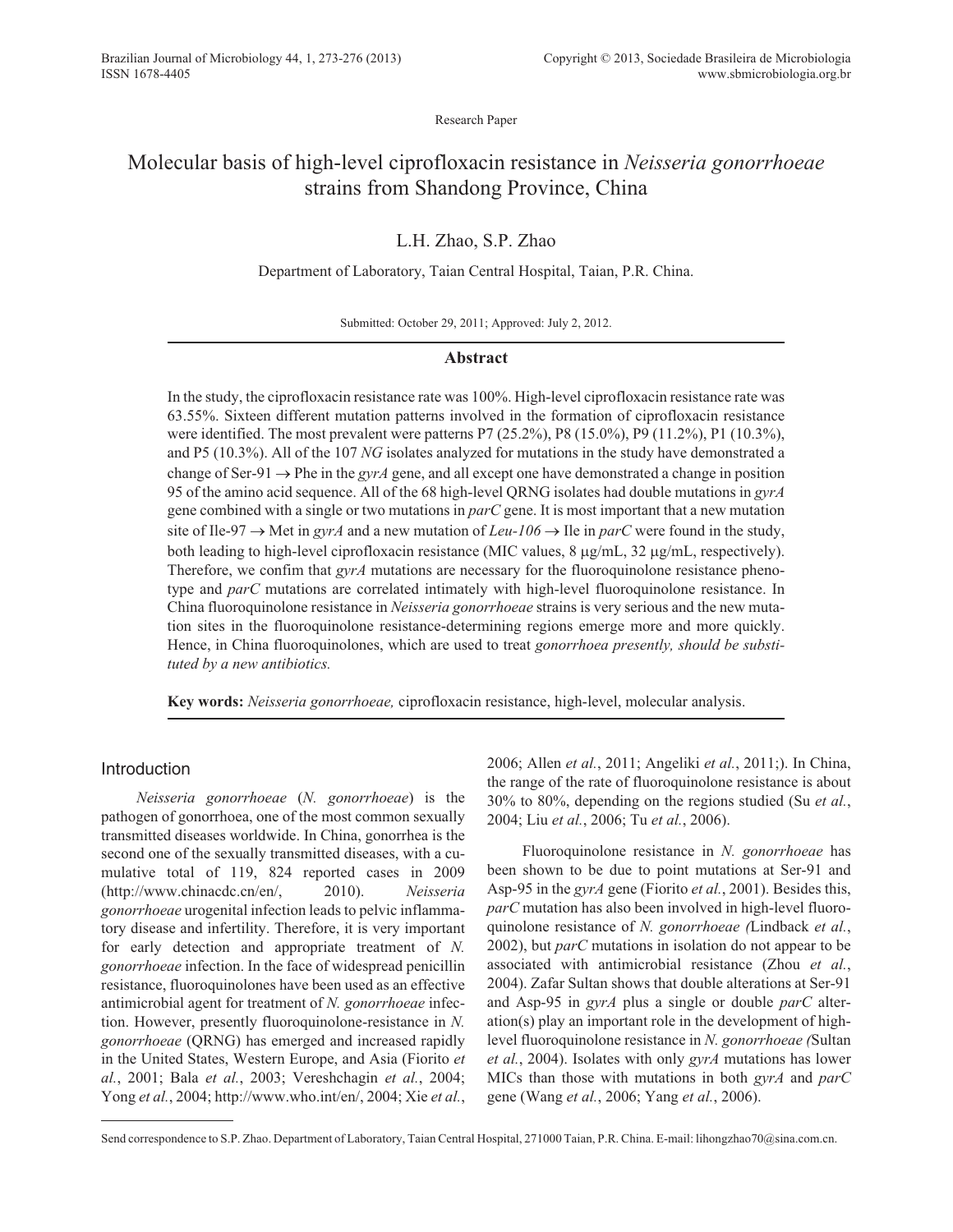Research Paper

# Molecular basis of high-level ciprofloxacin resistance in *Neisseria gonorrhoeae* strains from Shandong Province, China

L.H. Zhao, S.P. Zhao

Department of Laboratory, Taian Central Hospital, Taian, P.R. China.

Submitted: October 29, 2011; Approved: July 2, 2012.

## Abstract

In the study, the ciprofloxacin resistance rate was 100%. High-level ciprofloxacin resistance rate was 63.55%. Sixteen different mutation patterns involved in the formation of ciprofloxacin resistance were identified. The most prevalent were patterns P7 (25.2%), P8 (15.0%), P9 (11.2%), P1 (10.3%), and P5 (10.3%). All of the 107 *NG* isolates analyzed for mutations in the study have demonstrated a change of Ser-91 → Phe in the *gyrA* gene, and all except one have demonstrated a change in position 95 of the amino acid sequence. All of the 68 high-level QRNG isolates had double mutations in *gyrA* gene combined with a single or two mutations in *parC* gene. It is most important that a new mutation site of Ile-97 → Met in *gyrA* and a new mutation of *Leu-106* → Ile in *parC* were found in the study, both leading to high-level ciprofloxacin resistance (MIC values, 8 μg/mL, 32 μg/mL, respectively). Therefore, we confirm that *gyrA* mutations are necessary for the fluoroquinolone resistance phenotype and *parC* mutations are correlated intimately with high-level fluoroquinolone resistance. In China fluoroquinolone resistance in *Neisseria gonorrhoeae* strains is very serious and the new mutation sites in the fluoroquinolone resistance-determining regions emerge more and more quickly. Hence, in China fluoroquinolones, which are used to treat *gonorrhoea presently, should be substituted by a new antibiotics.*

**Key words:** *Neisseria gonorrhoeae,* ciprofloxacin resistance, high-level, molecular analysis.

## Introduction

*Neisseria gonorrhoeae* (*N. gonorrhoeae*) is the pathogen of gonorrhoea, one of the most common sexually transmitted diseases worldwide. In China, gonorrhea is the second one of the sexually transmitted diseases, with a cumulative total of 119, 824 reported cases in 2009 (http://www.chinacdc.cn/en/, 2010). *Neisseria gonorrhoeae* urogenital infection leads to pelvic inflammatory disease and infertility. Therefore, it is very important for early detection and appropriate treatment of *N. gonorrhoeae* infection. In the face of widespread penicillin resistance, fluoroquinolones have been used as an effective antimicrobial agent for treatment of *N. gonorrhoeae* infection. However, presently fluoroquinolone-resistance in *N. gonorrhoeae* (QRNG) has emerged and increased rapidly in the United States, Western Europe, and Asia (Fiorito *et al.*, 2001; Bala *et al.*, 2003; Vereshchagin *et al.*, 2004; Yong *et al.*, 2004; http://www.who.int/en/, 2004; Xie *et al.*, 2006; Allen *et al.*, 2011; Angeliki *et al.*, 2011;). In China, the range of the rate of fluoroquinolone resistance is about 30% to 80%, depending on the regions studied (Su *et al.*, 2004; Liu *et al.*, 2006; Tu *et al.*, 2006).

Fluoroquinolone resistance in *N. gonorrhoeae* has been shown to be due to point mutations at Ser-91 and Asp-95 in the *gyrA* gene (Fiorito *et al.*, 2001). Besides this, *parC* mutation has also been involved in high-level fluoroquinolone resistance of *N. gonorrhoeae (*Lindback *et al.*, 2002), but *parC* mutations in isolation do not appear to be associated with antimicrobial resistance (Zhou *et al.*, 2004). Zafar Sultan shows that double alterations at Ser-91 and Asp-95 in *gyrA* plus a single or double *parC* alteration(s) play an important role in the development of high-level fluoroquinolone resistance in *N. gonorrhoeae (*Sultan *et al.*, 2004). Isolates with only *gyrA* mutations has lower MICs than those with mutations in both *gyrA* and *parC* gene (Wang *et al.*, 2006; Yang *et al.*, 2006).

Send correspondence to S.P. Zhao. Department of Laboratory, Taian Central Hospital, 271000 Taian, P.R. China. E-mail: lihongzhao70@sina.com.cn.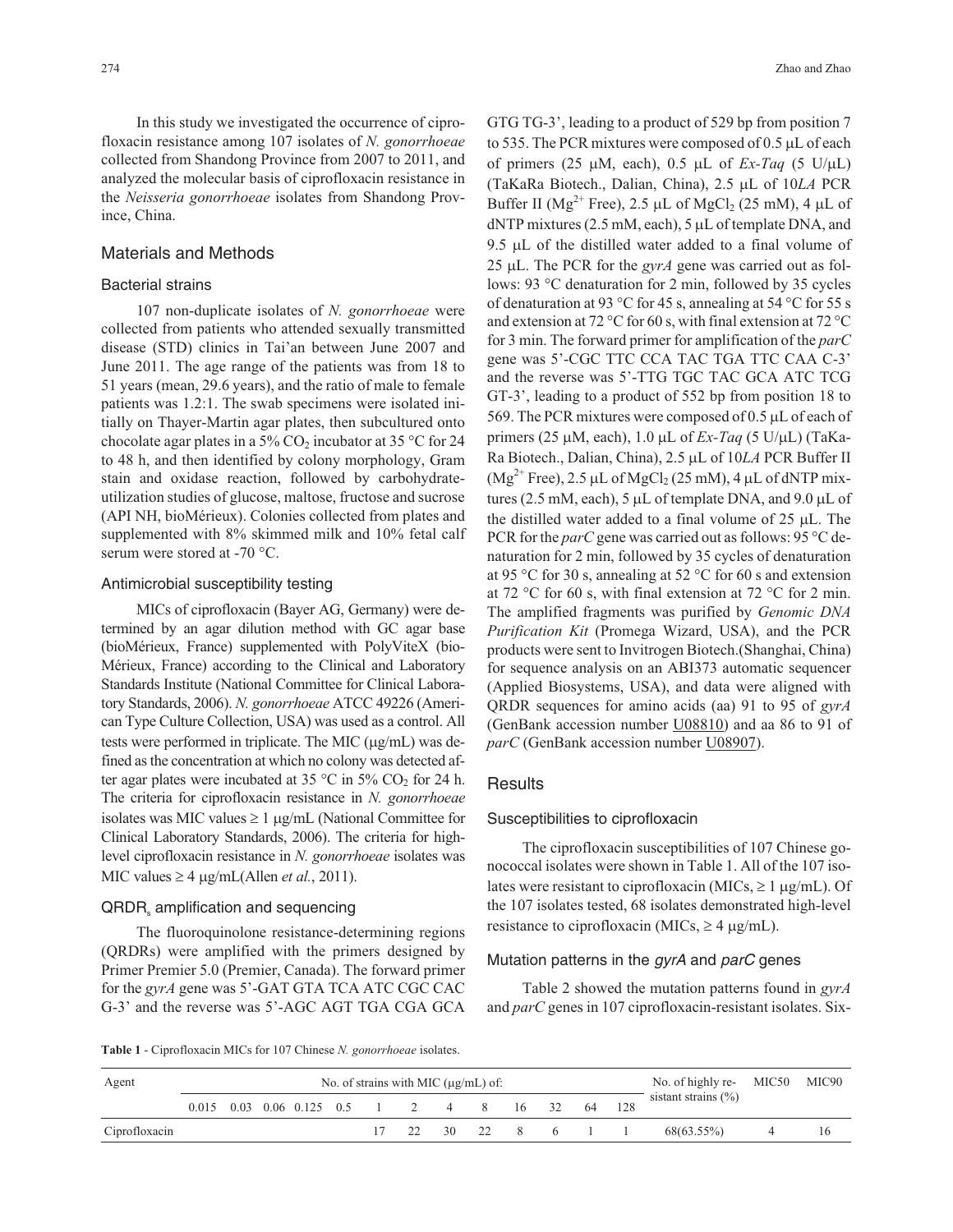In this study we investigated the occurrence of ciprofloxacin resistance among 107 isolates of *N. gonorrhoeae* collected from Shandong Province from 2007 to 2011, and analyzed the molecular basis of ciprofloxacin resistance in the *Neisseria gonorrhoeae* isolates from Shandong Province, China.

## Materials and Methods

### Bacterial strains

107 non-duplicate isolates of *N. gonorrhoeae* were collected from patients who attended sexually transmitted disease (STD) clinics in Tai'an between June 2007 and June 2011. The age range of the patients was from 18 to 51 years (mean, 29.6 years), and the ratio of male to female patients was 1.2:1. The swab specimens were isolated initially on Thayer-Martin agar plates, then subcultured onto chocolate agar plates in a 5% $CO_2$ incubator at 35 °C for 24 to 48 h, and then identified by colony morphology, Gram stain and oxidase reaction, followed by carbohydrate-utilization studies of glucose, maltose, fructose and sucrose (API NH, bioMérieux). Colonies collected from plates and supplemented with 8% skimmed milk and 10% fetal calf serum were stored at -70 °C.

### Antimicrobial susceptibility testing

MICs of ciprofloxacin (Bayer AG, Germany) were determined by an agar dilution method with GC agar base (bioMérieux, France) supplemented with PolyViteX (bioMérieux, France) according to the Clinical and Laboratory Standards Institute (National Committee for Clinical Laboratory Standards, 2006). *N. gonorrhoeae* ATCC 49226 (American Type Culture Collection, USA) was used as a control. All tests were performed in triplicate. The MIC (μg/mL) was defined as the concentration at which no colony was detected after agar plates were incubated at 35 °C in 5% $CO_2$ for 24 h. The criteria for ciprofloxacin resistance in *N. gonorrhoeae* isolates was MIC values ≥ 1 μg/mL (National Committee for Clinical Laboratory Standards, 2006). The criteria for high-level ciprofloxacin resistance in *N. gonorrhoeae* isolates was MIC values ≥ 4 μg/mL(Allen *et al.*, 2011).

### $QRDR_s$ amplification and sequencing

The fluoroquinolone resistance-determining regions (QRDRs) were amplified with the primers designed by Primer Premier 5.0 (Premier, Canada). The forward primer for the *gyrA* gene was 5'-GAT GTA TCA ATC CGC CAC G-3' and the reverse was 5'-AGC AGT TGA CGA GCA GTG TG-3', leading to a product of 529 bp from position 7 to 535. The PCR mixtures were composed of 0.5 μL of each of primers (25 μM, each), 0.5 μL of *Ex-Taq* (5 U/μL) (TaKaRa Biotech., Dalian, China), 2.5 μL of 10*LA* PCR Buffer II ($Mg^{2+}$ Free), 2.5 μL of $MgCl_2$ (25 mM), 4 μL of dNTP mixtures (2.5 mM, each), 5 μL of template DNA, and 9.5 μL of the distilled water added to a final volume of 25 μL. The PCR for the *gyrA* gene was carried out as follows: 93 °C denaturation for 2 min, followed by 35 cycles of denaturation at 93 °C for 45 s, annealing at 54 °C for 55 s and extension at 72 °C for 60 s, with final extension at 72 °C for 3 min. The forward primer for amplification of the *parC* gene was 5'-CGC TTC CCA TAC TGA TTC CAA C-3' and the reverse was 5'-TTG TGC TAC GCA ATC TCG GT-3', leading to a product of 552 bp from position 18 to 569. The PCR mixtures were composed of 0.5 μL of each of primers (25 μM, each), 1.0 μL of *Ex-Taq* (5 U/μL) (TaKaRa Biotech., Dalian, China), 2.5 μL of 10*LA* PCR Buffer II ($Mg^{2+}$ Free), 2.5 μL of $MgCl_2$ (25 mM), 4 μL of dNTP mixtures (2.5 mM, each), 5 μL of template DNA, and 9.0 μL of the distilled water added to a final volume of 25 μL. The PCR for the *parC* gene was carried out as follows: 95 °C denaturation for 2 min, followed by 35 cycles of denaturation at 95 °C for 30 s, annealing at 52 °C for 60 s and extension at 72 °C for 60 s, with final extension at 72 °C for 2 min. The amplified fragments was purified by *Genomic DNA Purification Kit* (Promega Wizard, USA), and the PCR products were sent to Invitrogen Biotech.(Shanghai, China) for sequence analysis on an ABI373 automatic sequencer (Applied Biosystems, USA), and data were aligned with QRDR sequences for amino acids (aa) 91 to 95 of *gyrA* (GenBank accession number U08810) and aa 86 to 91 of *parC* (GenBank accession number U08907).

## Results

### Susceptibilities to ciprofloxacin

The ciprofloxacin susceptibilities of 107 Chinese gonococcal isolates were shown in Table 1. All of the 107 isolates were resistant to ciprofloxacin (MICs, ≥ 1 μg/mL). Of the 107 isolates tested, 68 isolates demonstrated high-level resistance to ciprofloxacin (MICs, ≥ 4 μg/mL).

### Mutation patterns in the *gyrA* and *parC* genes

Table 2 showed the mutation patterns found in *gyrA* and *parC* genes in 107 ciprofloxacin-resistant isolates. Six-

**Table 1** - Ciprofloxacin MICs for 107 Chinese *N. gonorrhoeae* isolates.

| Agent | No. of strains with MIC (μg/mL) of: | | | | | | | | | | | | | No. of highly resistant strains (%) | MIC50 | MIC90 |
|---|---|---|---|---|---|---|---|---|---|---|---|---|---|---|---|---|
| | 0.015 | 0.03 | 0.06 | 0.125 | 0.5 | 1 | 2 | 4 | 8 | 16 | 32 | 64 | 128 | | | |
| Ciprofloxacin | | | | | | 17 | 22 | 30 | 22 | 8 | 6 | 1 | 1 | 68(63.55%) | 4 | 16 |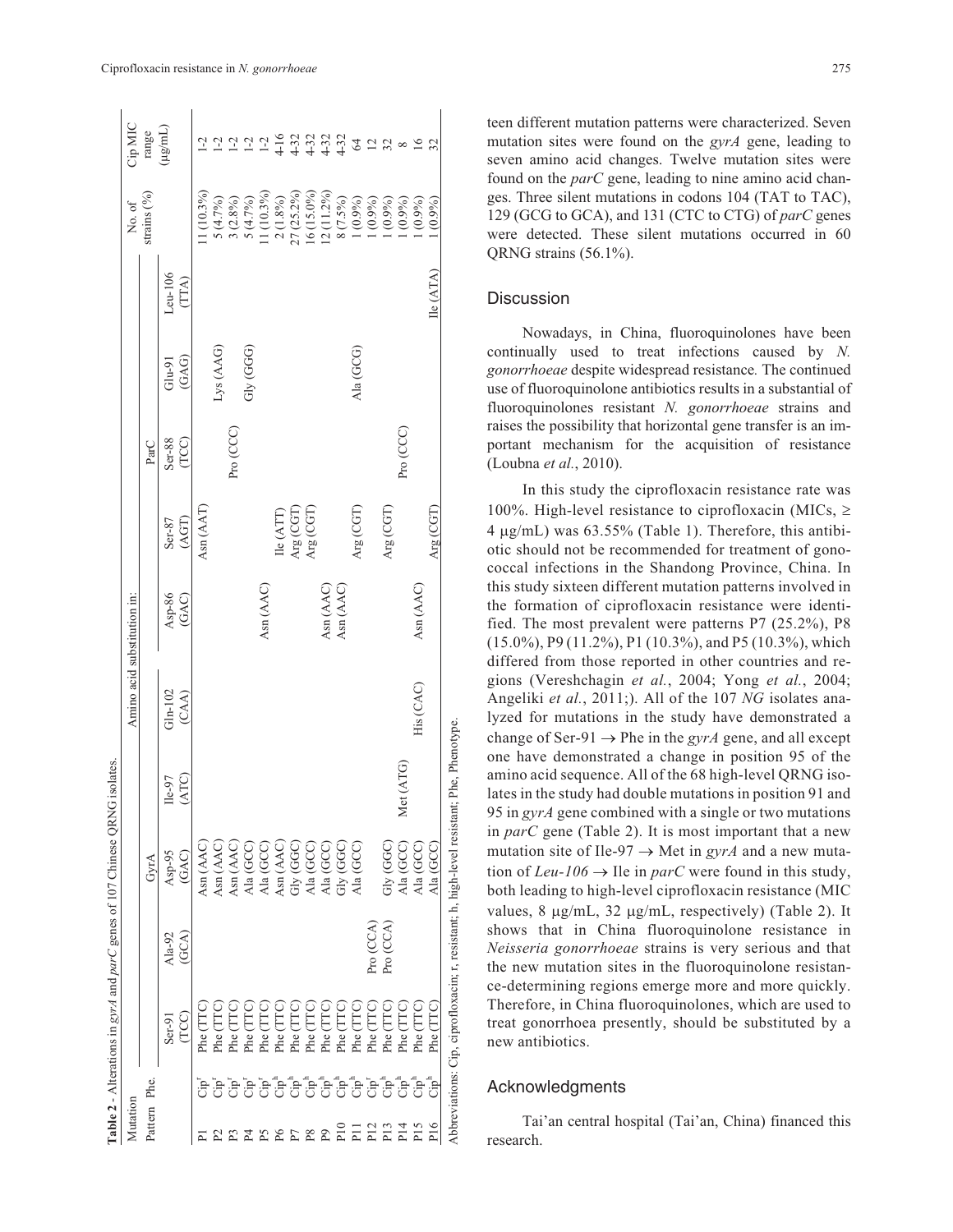**Table 2** - Alterations in *gyrA* and *parC* genes of 107 Chinese QRNG isolates.

| Mutation Pattern | Phe. | Amino acid substitution in: GyrA | | | | | ParC | | | | | No. of strains (%) | Cip MIC range (μg/mL) |
|---|---|---|---|---|---|---|---|---|---|---|---|---|---|
| | | Ser-91 (TCC) | Ala-92 (GCA) | Asp-95 (GAC) | Ile-97 (ATC) | Gln-102 (CAA) | Asp-86 (GAC) | Ser-87 (AGT) | Ser-88 (TCC) | Glu-91 (GAG) | Leu-106 (TTA) | | |
| P1 | Cip[r] | Phe (TTC) | | Asn (AAC) | | | | Asn (AAT) | | | | 11 (10.3%) | 1-2 |
| P2 | Cip[r] | Phe (TTC) | | Asn (AAC) | | | | | | Lys (AAG) | | 5 (4.7%) | 1-2 |
| P3 | Cip[r] | Phe (TTC) | | Asn (AAC) | | | | | Pro (CCC) | | | 3 (2.8%) | 1-2 |
| P4 | Cip[r] | Phe (TTC) | | Ala (GCC) | | | | | | Gly (GGG) | | 5 (4.7%) | 1-2 |
| P5 | Cip[r] | Phe (TTC) | | Ala (GCC) | | | Asn (AAC) | | | | | 11 (10.3%) | 1-2 |
| P6 | Cip[h] | Phe (TTC) | | Asn (AAC) | | | | Ile (ATT) | | | | 2 (1.8%) | 4-16 |
| P7 | Cip[h] | Phe (TTC) | | Gly (GGC) | | | | Arg (CGT) | | | | 27 (25.2%) | 4-32 |
| P8 | Cip[h] | Phe (TTC) | | Ala (GCC) | | | | Arg (CGT) | | | | 16 (15.0%) | 4-32 |
| P9 | Cip[h] | Phe (TTC) | | Ala (GCC) | | | Asn (AAC) | | | | | 12 (11.2%) | 4-32 |
| P10 | Cip[h] | Phe (TTC) | | Gly (GGC) | | | Asn (AAC) | | | | | 8 (7.5%) | 4-32 |
| P11 | Cip[h] | Phe (TTC) | | Ala (GCC) | | | | Arg (CGT) | | Ala (GCG) | | 1 (0.9%) | 64 |
| P12 | Cip[r] | Phe (TTC) | Pro (CCA) | | | | | | | | | 1 (0.9%) | 12 |
| P13 | Cip[h] | Phe (TTC) | Pro (CCA) | Gly (GGC) | | | | Arg (CGT) | | | | 1 (0.9%) | 32 |
| P14 | Cip[h] | Phe (TTC) | | Ala (GCC) | Met (ATG) | | | | Pro (CCC) | | | 1 (0.9%) | 8 |
| P15 | Cip[h] | Phe (TTC) | | Ala (GCC) | | His (CAC) | Asn (AAC) | | | | | 1 (0.9%) | 16 |
| P16 | Cip[h] | Phe (TTC) | | Ala (GCC) | | | | Arg (CGT) | | | Ile (ATA) | 1 (0.9%) | 32 |

Abbreviations: Cip, ciprofloxacin; r, resistant; h, high-level resistant; Phe, Phenotype.

teen different mutation patterns were characterized. Seven mutation sites were found on the *gyrA* gene, leading to seven amino acid changes. Twelve mutation sites were found on the *parC* gene, leading to nine amino acid changes. Three silent mutations in codons 104 (TAT to TAC), 129 (GCG to GCA), and 131 (CTC to CTG) of *parC* genes were detected. These silent mutations occurred in 60 QRNG strains (56.1%).

## Discussion

Nowadays, in China, fluoroquinolones have been continually used to treat infections caused by *N. gonorrhoeae* despite widespread resistance. The continued use of fluoroquinolone antibiotics results in a substantial of fluoroquinolones resistant *N. gonorrhoeae* strains and raises the possibility that horizontal gene transfer is an important mechanism for the acquisition of resistance (Loubna *et al.*, 2010).

In this study the ciprofloxacin resistance rate was 100%. High-level resistance to ciprofloxacin (MICs, ≥ 4 μg/mL) was 63.55% (Table 1). Therefore, this antibiotic should not be recommended for treatment of gonococcal infections in the Shandong Province, China. In this study sixteen different mutation patterns involved in the formation of ciprofloxacin resistance were identified. The most prevalent were patterns P7 (25.2%), P8 (15.0%), P9 (11.2%), P1 (10.3%), and P5 (10.3%), which differed from those reported in other countries and regions (Vereshchagin *et al.*, 2004; Yong *et al.*, 2004; Angeliki *et al.*, 2011;). All of the 107 *NG* isolates analyzed for mutations in the study have demonstrated a change of Ser-91 → Phe in the *gyrA* gene, and all except one have demonstrated a change in position 95 of the amino acid sequence. All of the 68 high-level QRNG isolates in the study had double mutations in position 91 and 95 in *gyrA* gene combined with a single or two mutations in *parC* gene (Table 2). It is most important that a new mutation site of Ile-97 → Met in *gyrA* and a new mutation of *Leu-106* → Ile in *parC* were found in this study, both leading to high-level ciprofloxacin resistance (MIC values, 8 μg/mL, 32 μg/mL, respectively) (Table 2). It shows that in China fluoroquinolone resistance in *Neisseria gonorrhoeae* strains is very serious and that the new mutation sites in the fluoroquinolone resistance-determining regions emerge more and more quickly. Therefore, in China fluoroquinolones, which are used to treat gonorrhoea presently, should be substituted by a new antibiotics.

## Acknowledgments

Tai'an central hospital (Tai'an, China) financed this research.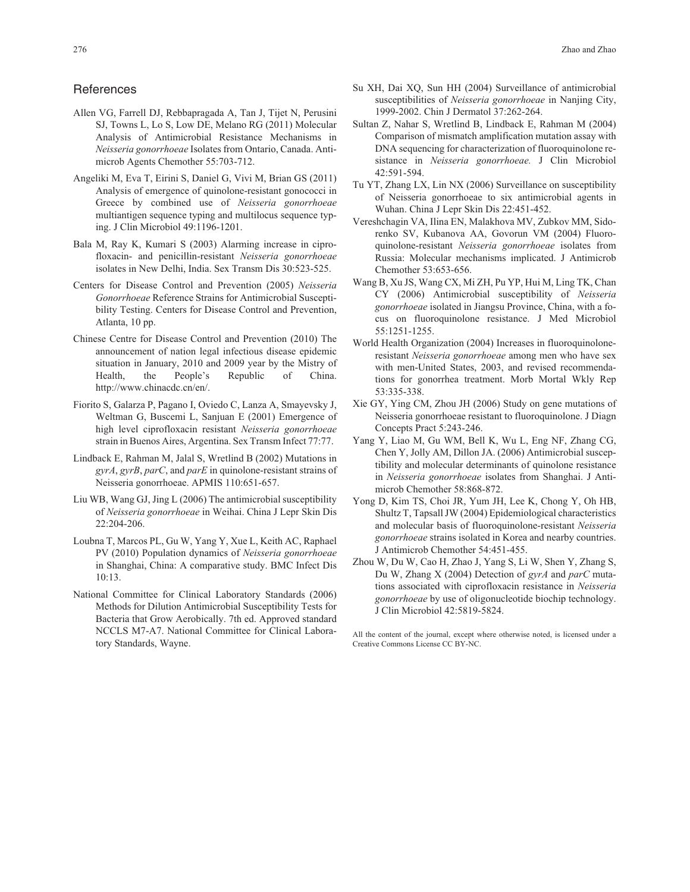## References

Allen VG, Farrell DJ, Rebbapragada A, Tan J, Tijet N, Perusini SJ, Towns L, Lo S, Low DE, Melano RG (2011) Molecular Analysis of Antimicrobial Resistance Mechanisms in *Neisseria gonorrhoeae* Isolates from Ontario, Canada. Antimicrob Agents Chemother 55:703-712.

Angeliki M, Eva T, Eirini S, Daniel G, Vivi M, Brian GS (2011) Analysis of emergence of quinolone-resistant gonococci in Greece by combined use of *Neisseria gonorrhoeae* multiantigen sequence typing and multilocus sequence typing. J Clin Microbiol 49:1196-1201.

Bala M, Ray K, Kumari S (2003) Alarming increase in ciprofloxacin- and penicillin-resistant *Neisseria gonorrhoeae* isolates in New Delhi, India. Sex Transm Dis 30:523-525.

Centers for Disease Control and Prevention (2005) *Neisseria Gonorrhoeae* Reference Strains for Antimicrobial Susceptibility Testing. Centers for Disease Control and Prevention, Atlanta, 10 pp.

Chinese Centre for Disease Control and Prevention (2010) The announcement of nation legal infectious disease epidemic situation in January, 2010 and 2009 year by the Mistry of Health, the People's Republic of China. http://www.chinacdc.cn/en/.

Fiorito S, Galarza P, Pagano I, Oviedo C, Lanza A, Smayevsky J, Weltman G, Buscemi L, Sanjuan E (2001) Emergence of high level ciprofloxacin resistant *Neisseria gonorrhoeae* strain in Buenos Aires, Argentina. Sex Transm Infect 77:77.

Lindback E, Rahman M, Jalal S, Wretlind B (2002) Mutations in *gyrA*, *gyrB*, *parC*, and *parE* in quinolone-resistant strains of Neisseria gonorrhoeae. APMIS 110:651-657.

Liu WB, Wang GJ, Jing L (2006) The antimicrobial susceptibility of *Neisseria gonorrhoeae* in Weihai. China J Lepr Skin Dis 22:204-206.

Loubna T, Marcos PL, Gu W, Yang Y, Xue L, Keith AC, Raphael PV (2010) Population dynamics of *Neisseria gonorrhoeae* in Shanghai, China: A comparative study. BMC Infect Dis 10:13.

National Committee for Clinical Laboratory Standards (2006) Methods for Dilution Antimicrobial Susceptibility Tests for Bacteria that Grow Aerobically. 7th ed. Approved standard NCCLS M7-A7. National Committee for Clinical Laboratory Standards, Wayne.

Su XH, Dai XQ, Sun HH (2004) Surveillance of antimicrobial susceptibilities of *Neisseria gonorrhoeae* in Nanjing City, 1999-2002. Chin J Dermatol 37:262-264.

Sultan Z, Nahar S, Wretlind B, Lindback E, Rahman M (2004) Comparison of mismatch amplification mutation assay with DNA sequencing for characterization of fluoroquinolone resistance in *Neisseria gonorrhoeae.* J Clin Microbiol 42:591-594.

Tu YT, Zhang LX, Lin NX (2006) Surveillance on susceptibility of Neisseria gonorrhoeae to six antimicrobial agents in Wuhan. China J Lepr Skin Dis 22:451-452.

Vereshchagin VA, Ilina EN, Malakhova MV, Zubkov MM, Sidorenko SV, Kubanova AA, Govorun VM (2004) Fluoroquinolone-resistant *Neisseria gonorrhoeae* isolates from Russia: Molecular mechanisms implicated. J Antimicrob Chemother 53:653-656.

Wang B, Xu JS, Wang CX, Mi ZH, Pu YP, Hui M, Ling TK, Chan CY (2006) Antimicrobial susceptibility of *Neisseria gonorrhoeae* isolated in Jiangsu Province, China, with a focus on fluoroquinolone resistance. J Med Microbiol 55:1251-1255.

World Health Organization (2004) Increases in fluoroquinolone-resistant *Neisseria gonorrhoeae* among men who have sex with men-United States, 2003, and revised recommendations for gonorrhea treatment. Morb Mortal Wkly Rep 53:335-338.

Xie GY, Ying CM, Zhou JH (2006) Study on gene mutations of Neisseria gonorrhoeae resistant to fluoroquinolone. J Diagn Concepts Pract 5:243-246.

Yang Y, Liao M, Gu WM, Bell K, Wu L, Eng NF, Zhang CG, Chen Y, Jolly AM, Dillon JA. (2006) Antimicrobial susceptibility and molecular determinants of quinolone resistance in *Neisseria gonorrhoeae* isolates from Shanghai. J Antimicrob Chemother 58:868-872.

Yong D, Kim TS, Choi JR, Yum JH, Lee K, Chong Y, Oh HB, Shultz T, Tapsall JW (2004) Epidemiological characteristics and molecular basis of fluoroquinolone-resistant *Neisseria gonorrhoeae* strains isolated in Korea and nearby countries. J Antimicrob Chemother 54:451-455.

Zhou W, Du W, Cao H, Zhao J, Yang S, Li W, Shen Y, Zhang S, Du W, Zhang X (2004) Detection of *gyrA* and *parC* mutations associated with ciprofloxacin resistance in *Neisseria gonorrhoeae* by use of oligonucleotide biochip technology. J Clin Microbiol 42:5819-5824.

All the content of the journal, except where otherwise noted, is licensed under a Creative Commons License CC BY-NC.